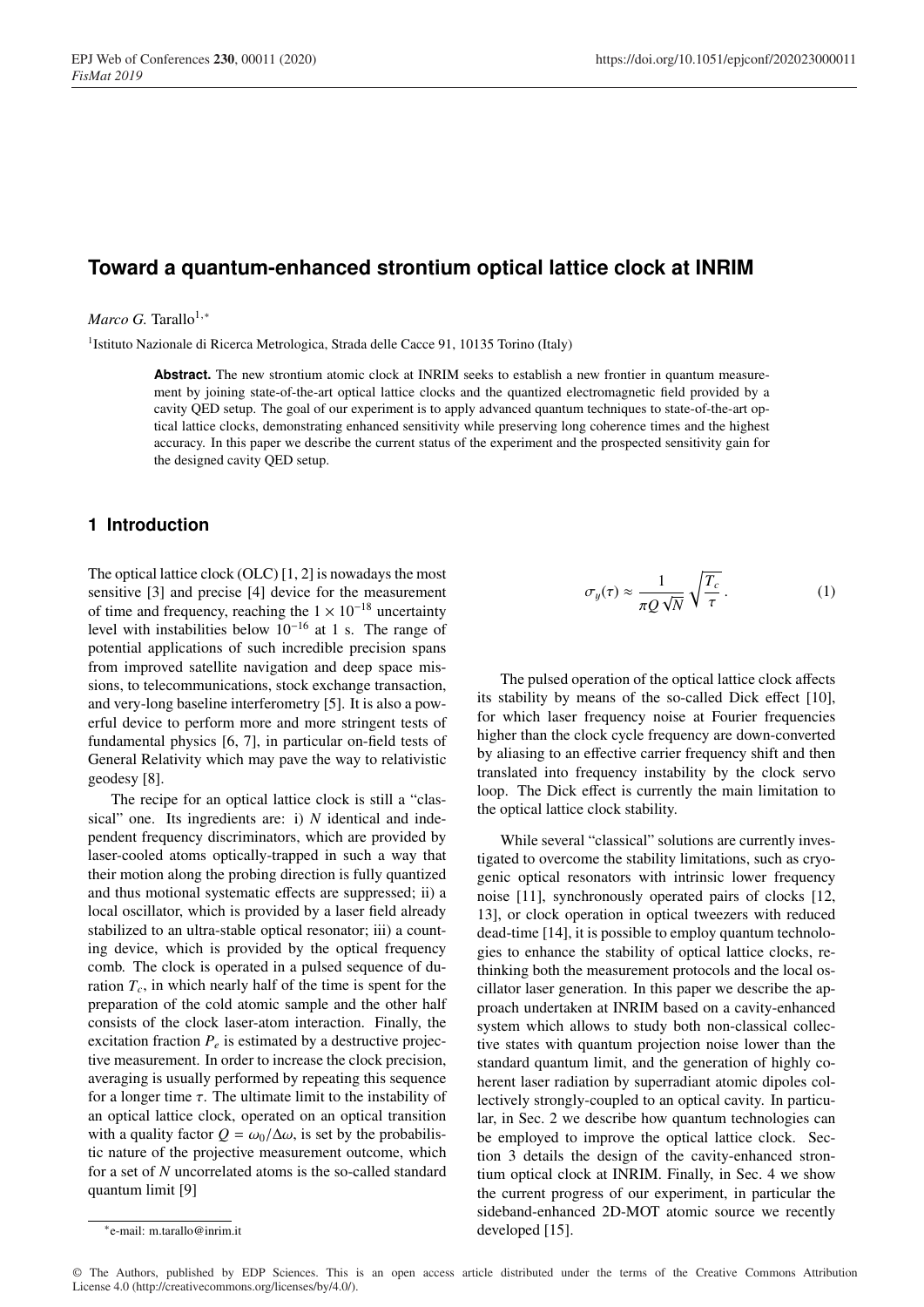# Toward a quantum-enhanced strontium optical lattice clock at INRIM

*Marco G.* Tarallo[1,*]

[1]Istituto Nazionale di Ricerca Metrologica, Strada delle Cacce 91, 10135 Torino (Italy)

**Abstract.** The new strontium atomic clock at INRIM seeks to establish a new frontier in quantum measurement by joining state-of-the-art optical lattice clocks and the quantized electromagnetic field provided by a cavity QED setup. The goal of our experiment is to apply advanced quantum techniques to state-of-the-art optical lattice clocks, demonstrating enhanced sensitivity while preserving long coherence times and the highest accuracy. In this paper we describe the current status of the experiment and the prospected sensitivity gain for the designed cavity QED setup.

## 1 Introduction

The optical lattice clock (OLC) [1, 2] is nowadays the most sensitive [3] and precise [4] device for the measurement of time and frequency, reaching the $1 \times 10^{-18}$ uncertainty level with instabilities below $10^{-16}$ at 1 s. The range of potential applications of such incredible precision spans from improved satellite navigation and deep space missions, to telecommunications, stock exchange transaction, and very-long baseline interferometry [5]. It is also a powerful device to perform more and more stringent tests of fundamental physics [6, 7], in particular on-field tests of General Relativity which may pave the way to relativistic geodesy [8].

The recipe for an optical lattice clock is still a "classical" one. Its ingredients are: i) $N$ identical and independent frequency discriminators, which are provided by laser-cooled atoms optically-trapped in such a way that their motion along the probing direction is fully quantized and thus motional systematic effects are suppressed; ii) a local oscillator, which is provided by a laser field already stabilized to an ultra-stable optical resonator; iii) a counting device, which is provided by the optical frequency comb. The clock is operated in a pulsed sequence of duration $T_c$, in which nearly half of the time is spent for the preparation of the cold atomic sample and the other half consists of the clock laser-atom interaction. Finally, the excitation fraction $P_e$ is estimated by a destructive projective measurement. In order to increase the clock precision, averaging is usually performed by repeating this sequence for a longer time $\tau$. The ultimate limit to the instability of an optical lattice clock, operated on an optical transition with a quality factor $Q = \omega_0/\Delta\omega$, is set by the probabilistic nature of the projective measurement outcome, which for a set of $N$ uncorrelated atoms is the so-called standard quantum limit [9]

$$\sigma_y(\tau) \approx \frac{1}{\pi Q \sqrt{N}} \sqrt{\frac{T_c}{\tau}} \,. \tag{1}$$

The pulsed operation of the optical lattice clock affects its stability by means of the so-called Dick effect [10], for which laser frequency noise at Fourier frequencies higher than the clock cycle frequency are down-converted by aliasing to an effective carrier frequency shift and then translated into frequency instability by the clock servo loop. The Dick effect is currently the main limitation to the optical lattice clock stability.

While several "classical" solutions are currently investigated to overcome the stability limitations, such as cryogenic optical resonators with intrinsic lower frequency noise [11], synchronously operated pairs of clocks [12, 13], or clock operation in optical tweezers with reduced dead-time [14], it is possible to employ quantum technologies to enhance the stability of optical lattice clocks, rethinking both the measurement protocols and the local oscillator laser generation. In this paper we describe the approach undertaken at INRIM based on a cavity-enhanced system which allows to study both non-classical collective states with quantum projection noise lower than the standard quantum limit, and the generation of highly coherent laser radiation by superradiant atomic dipoles collectively strongly-coupled to an optical cavity. In particular, in Sec. 2 we describe how quantum technologies can be employed to improve the optical lattice clock. Section 3 details the design of the cavity-enhanced strontium optical clock at INRIM. Finally, in Sec. 4 we show the current progress of our experiment, in particular the sideband-enhanced 2D-MOT atomic source we recently developed [15].

*e-mail: m.tarallo@inrim.it

© The Authors, published by EDP Sciences. This is an open access article distributed under the terms of the Creative Commons Attribution License 4.0 (http://creativecommons.org/licenses/by/4.0/).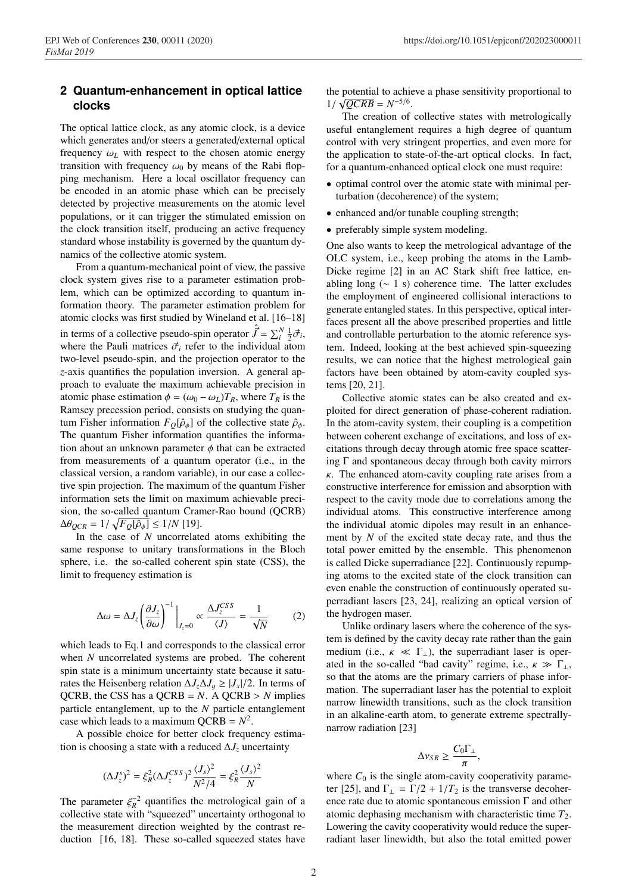## 2 Quantum-enhancement in optical lattice clocks

The optical lattice clock, as any atomic clock, is a device which generates and/or steers a generated/external optical frequency $\omega_L$ with respect to the chosen atomic energy transition with frequency $\omega_0$ by means of the Rabi flopping mechanism. Here a local oscillator frequency can be encoded in an atomic phase which can be precisely detected by projective measurements on the atomic level populations, or it can trigger the stimulated emission on the clock transition itself, producing an active frequency standard whose instability is governed by the quantum dynamics of the collective atomic system.

From a quantum-mechanical point of view, the passive clock system gives rise to a parameter estimation problem, which can be optimized according to quantum information theory. The parameter estimation problem for atomic clocks was first studied by Wineland et al. [16–18] in terms of a collective pseudo-spin operator $\hat{\vec{J}} = \sum_i^N \frac{1}{2}\vec{\sigma}_i$, where the Pauli matrices $\vec{\sigma}_i$ refer to the individual atom two-level pseudo-spin, and the projection operator to the $z$-axis quantifies the population inversion. A general approach to evaluate the maximum achievable precision in atomic phase estimation $\phi = (\omega_0 - \omega_L)T_R$, where $T_R$ is the Ramsey precession period, consists on studying the quantum Fisher information $F_Q[\hat{\rho}_\phi]$ of the collective state $\hat{\rho}_\phi$. The quantum Fisher information quantifies the information about an unknown parameter $\phi$ that can be extracted from measurements of a quantum operator (i.e., in the classical version, a random variable), in our case a collective spin projection. The maximum of the quantum Fisher information sets the limit on maximum achievable precision, the so-called quantum Cramer-Rao bound (QCRB) $\Delta\theta_{QCR} = 1/\sqrt{F_Q[\hat{\rho}_\phi]} \leq 1/N$ [19].

In the case of $N$ uncorrelated atoms exhibiting the same response to unitary transformations in the Bloch sphere, i.e. the so-called coherent spin state (CSS), the limit to frequency estimation is

$$\Delta\omega = \Delta J_z \left(\frac{\partial J_z}{\partial \omega}\right)^{-1}\bigg|_{J_z=0} \propto \frac{\Delta J_z^{CSS}}{\langle J \rangle} = \frac{1}{\sqrt{N}} \tag{2}$$

which leads to Eq.1 and corresponds to the classical error when $N$ uncorrelated systems are probed. The coherent spin state is a minimum uncertainty state because it saturates the Heisenberg relation $\Delta J_z \Delta J_y \geq |J_x|/2$. In terms of QCRB, the CSS has a QCRB $= N$. A QCRB $> N$ implies particle entanglement, up to the $N$ particle entanglement case which leads to a maximum QCRB $= N^2$.

A possible choice for better clock frequency estimation is choosing a state with a reduced $\Delta J_z$ uncertainty

$$(\Delta J_z^s)^2 = \xi_R^2 (\Delta J_z^{CSS})^2 \frac{\langle J_s \rangle^2}{N^2/4} = \xi_R^2 \frac{\langle J_s \rangle^2}{N}$$

The parameter $\xi_R^{-2}$ quantifies the metrological gain of a collective state with "squeezed" uncertainty orthogonal to the measurement direction weighted by the contrast reduction [16, 18]. These so-called squeezed states have the potential to achieve a phase sensitivity proportional to $1/\sqrt{QCRB} = N^{-5/6}$.

The creation of collective states with metrologically useful entanglement requires a high degree of quantum control with very stringent properties, and even more for the application to state-of-the-art optical clocks. In fact, for a quantum-enhanced optical clock one must require:

- optimal control over the atomic state with minimal perturbation (decoherence) of the system;
- enhanced and/or tunable coupling strength;
- preferably simple system modeling.

One also wants to keep the metrological advantage of the OLC system, i.e., keep probing the atoms in the Lamb-Dicke regime [2] in an AC Stark shift free lattice, enabling long ($\sim$ 1 s) coherence time. The latter excludes the employment of engineered collisional interactions to generate entangled states. In this perspective, optical interfaces present all the above prescribed properties and little and controllable perturbation to the atomic reference system. Indeed, looking at the best achieved spin-squeezing results, we can notice that the highest metrological gain factors have been obtained by atom-cavity coupled systems [20, 21].

Collective atomic states can be also created and exploited for direct generation of phase-coherent radiation. In the atom-cavity system, their coupling is a competition between coherent exchange of excitations, and loss of excitations through decay through atomic free space scattering $\Gamma$ and spontaneous decay through both cavity mirrors $\kappa$. The enhanced atom-cavity coupling rate arises from a constructive interference for emission and absorption with respect to the cavity mode due to correlations among the individual atoms. This constructive interference among the individual atomic dipoles may result in an enhancement by $N$ of the excited state decay rate, and thus the total power emitted by the ensemble. This phenomenon is called Dicke superradiance [22]. Continuously repumping atoms to the excited state of the clock transition can even enable the construction of continuously operated superradiant lasers [23, 24], realizing an optical version of the hydrogen maser.

Unlike ordinary lasers where the coherence of the system is defined by the cavity decay rate rather than the gain medium (i.e., $\kappa \ll \Gamma_\perp$), the superradiant laser is operated in the so-called "bad cavity" regime, i.e., $\kappa \gg \Gamma_\perp$, so that the atoms are the primary carriers of phase information. The superradiant laser has the potential to exploit narrow linewidth transitions, such as the clock transition in an alkaline-earth atom, to generate extreme spectrally-narrow radiation [23]

$$\Delta\nu_{SR} \geq \frac{C_0 \Gamma_\perp}{\pi},$$

where $C_0$ is the single atom-cavity cooperativity parameter [25], and $\Gamma_\perp = \Gamma/2 + 1/T_2$ is the transverse decoherence rate due to atomic spontaneous emission $\Gamma$ and other atomic dephasing mechanism with characteristic time $T_2$. Lowering the cavity cooperativity would reduce the superradiant laser linewidth, but also the total emitted power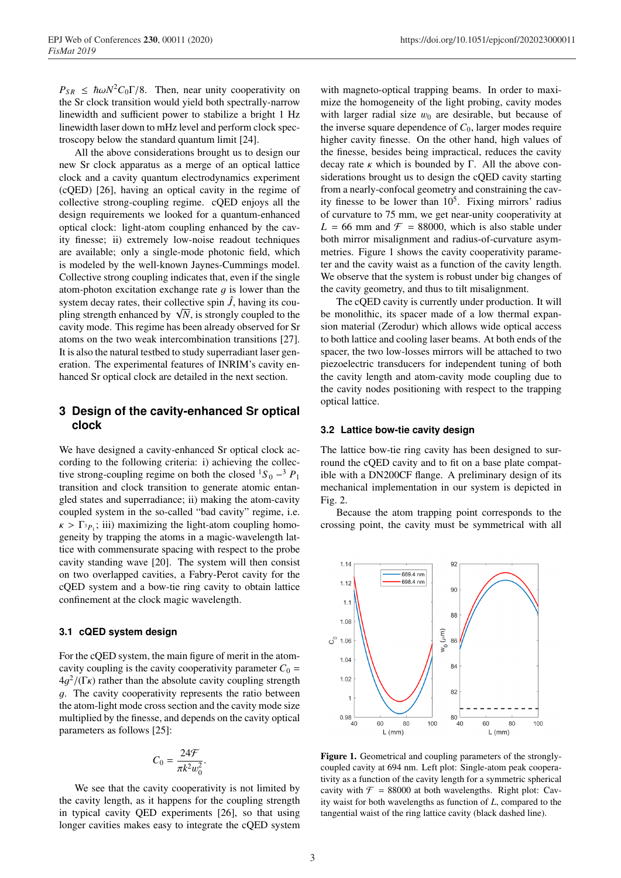$P_{SR} \leq \hbar\omega N^2 C_0 \Gamma/8$. Then, near unity cooperativity on the Sr clock transition would yield both spectrally-narrow linewidth and sufficient power to stabilize a bright 1 Hz linewidth laser down to mHz level and perform clock spectroscopy below the standard quantum limit [24].

All the above considerations brought us to design our new Sr clock apparatus as a merge of an optical lattice clock and a cavity quantum electrodynamics experiment (cQED) [26], having an optical cavity in the regime of collective strong-coupling regime. cQED enjoys all the design requirements we looked for a quantum-enhanced optical clock: light-atom coupling enhanced by the cavity finesse; ii) extremely low-noise readout techniques are available; only a single-mode photonic field, which is modeled by the well-known Jaynes-Cummings model. Collective strong coupling indicates that, even if the single atom-photon excitation exchange rate $g$ is lower than the system decay rates, their collective spin $\hat{J}$, having its coupling strength enhanced by $\sqrt{N}$, is strongly coupled to the cavity mode. This regime has been already observed for Sr atoms on the two weak intercombination transitions [27]. It is also the natural testbed to study superradiant laser generation. The experimental features of INRIM's cavity enhanced Sr optical clock are detailed in the next section.

## 3 Design of the cavity-enhanced Sr optical clock

We have designed a cavity-enhanced Sr optical clock according to the following criteria: i) achieving the collective strong-coupling regime on both the closed $^1S_0 - ^3P_1$ transition and clock transition to generate atomic entangled states and superradiance; ii) making the atom-cavity coupled system in the so-called "bad cavity" regime, i.e. $\kappa > \Gamma_{^3P_1}$; iii) maximizing the light-atom coupling homogeneity by trapping the atoms in a magic-wavelength lattice with commensurate spacing with respect to the probe cavity standing wave [20]. The system will then consist on two overlapped cavities, a Fabry-Perot cavity for the cQED system and a bow-tie ring cavity to obtain lattice confinement at the clock magic wavelength.

### 3.1 cQED system design

For the cQED system, the main figure of merit in the atom-cavity coupling is the cavity cooperativity parameter $C_0 = 4g^2/(\Gamma\kappa)$ rather than the absolute cavity coupling strength $g$. The cavity cooperativity represents the ratio between the atom-light mode cross section and the cavity mode size multiplied by the finesse, and depends on the cavity optical parameters as follows [25]:

$$C_0 = \frac{24\mathcal{F}}{\pi k^2 w_0^2}.$$

We see that the cavity cooperativity is not limited by the cavity length, as it happens for the coupling strength in typical cavity QED experiments [26], so that using longer cavities makes easy to integrate the cQED system with magneto-optical trapping beams. In order to maximize the homogeneity of the light probing, cavity modes with larger radial size $w_0$ are desirable, but because of the inverse square dependence of $C_0$, larger modes require higher cavity finesse. On the other hand, high values of the finesse, besides being impractical, reduces the cavity decay rate $\kappa$ which is bounded by $\Gamma$. All the above considerations brought us to design the cQED cavity starting from a nearly-confocal geometry and constraining the cavity finesse to be lower than $10^5$. Fixing mirrors' radius of curvature to 75 mm, we get near-unity cooperativity at $L = 66$ mm and $\mathcal{F} = 88000$, which is also stable under both mirror misalignment and radius-of-curvature asymmetries. Figure 1 shows the cavity cooperativity parameter and the cavity waist as a function of the cavity length. We observe that the system is robust under big changes of the cavity geometry, and thus to tilt misalignment.

The cQED cavity is currently under production. It will be monolithic, its spacer made of a low thermal expansion material (Zerodur) which allows wide optical access to both lattice and cooling laser beams. At both ends of the spacer, the two low-losses mirrors will be attached to two piezoelectric transducers for independent tuning of both the cavity length and atom-cavity mode coupling due to the cavity nodes positioning with respect to the trapping optical lattice.

### 3.2 Lattice bow-tie cavity design

The lattice bow-tie ring cavity has been designed to surround the cQED cavity and to fit on a base plate compatible with a DN200CF flange. A preliminary design of its mechanical implementation in our system is depicted in Fig. 2.

Because the atom trapping point corresponds to the crossing point, the cavity must be symmetrical with all

**Figure 1.** Geometrical and coupling parameters of the strongly-coupled cavity at 694 nm. Left plot: Single-atom peak cooperativity as a function of the cavity length for a symmetric spherical cavity with $\mathcal{F} = 88000$ at both wavelengths. Right plot: Cavity waist for both wavelengths as function of $L$, compared to the tangential waist of the ring lattice cavity (black dashed line).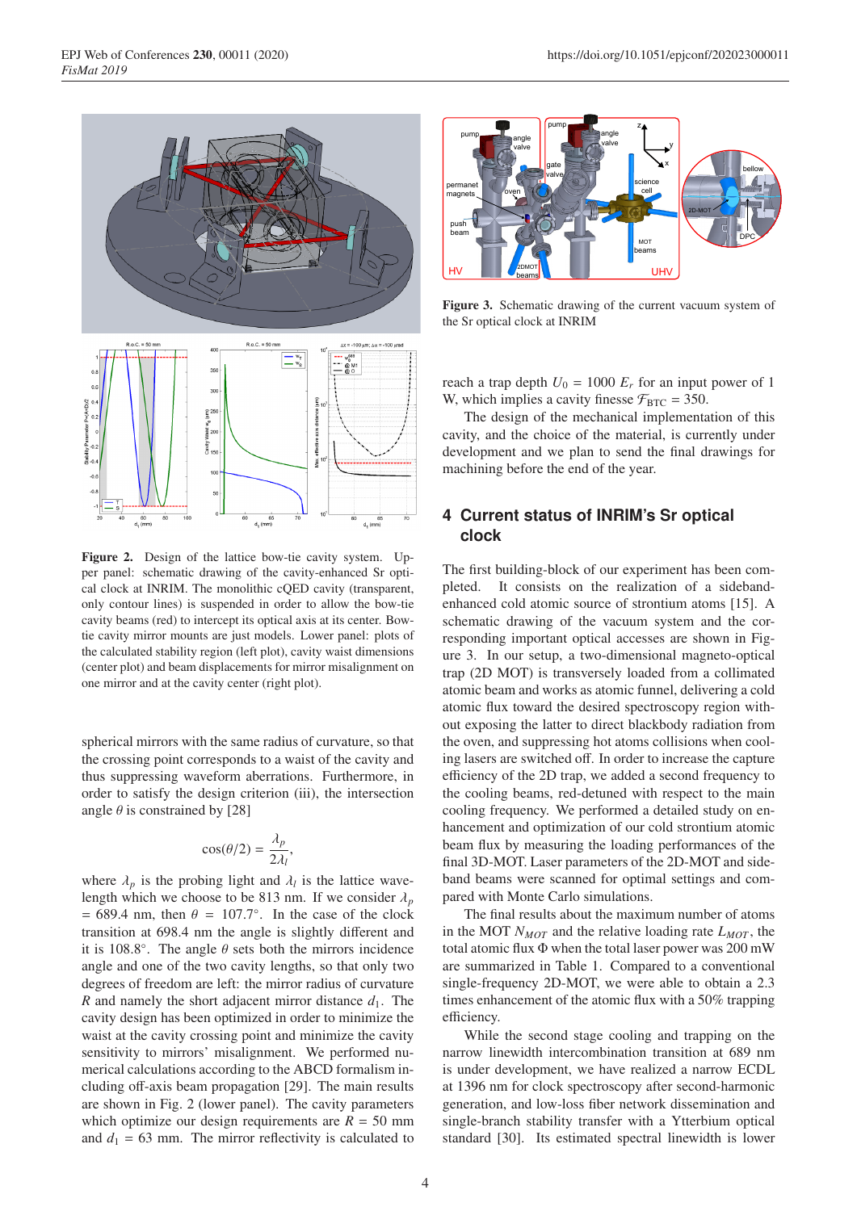Figure 2. Design of the lattice bow-tie cavity system. Upper panel: schematic drawing of the cavity-enhanced Sr optical clock at INRIM. The monolithic cQED cavity (transparent, only contour lines) is suspended in order to allow the bow-tie cavity beams (red) to intercept its optical axis at its center. Bow-tie cavity mirror mounts are just models. Lower panel: plots of the calculated stability region (left plot), cavity waist dimensions (center plot) and beam displacements for mirror misalignment on one mirror and at the cavity center (right plot).

spherical mirrors with the same radius of curvature, so that the crossing point corresponds to a waist of the cavity and thus suppressing waveform aberrations. Furthermore, in order to satisfy the design criterion (iii), the intersection angle $\theta$ is constrained by [28]

$$\cos(\theta/2) = \frac{\lambda_p}{2\lambda_l},$$

where $\lambda_p$ is the probing light and $\lambda_l$ is the lattice wavelength which we choose to be 813 nm. If we consider $\lambda_p = 689.4$ nm, then $\theta = 107.7^\circ$. In the case of the clock transition at 698.4 nm the angle is slightly different and it is $108.8^\circ$. The angle $\theta$ sets both the mirrors incidence angle and one of the two cavity lengths, so that only two degrees of freedom are left: the mirror radius of curvature $R$ and namely the short adjacent mirror distance $d_1$. The cavity design has been optimized in order to minimize the waist at the cavity crossing point and minimize the cavity sensitivity to mirrors' misalignment. We performed numerical calculations according to the ABCD formalism including off-axis beam propagation [29]. The main results are shown in Fig. 2 (lower panel). The cavity parameters which optimize our design requirements are $R = 50$ mm and $d_1 = 63$ mm. The mirror reflectivity is calculated to

Figure 3. Schematic drawing of the current vacuum system of the Sr optical clock at INRIM.

reach a trap depth $U_0 = 1000\ E_r$ for an input power of 1 W, which implies a cavity finesse $\mathcal{F}_{\mathrm{BTC}} = 350$.

The design of the mechanical implementation of this cavity, and the choice of the material, is currently under development and we plan to send the final drawings for machining before the end of the year.

## 4 Current status of INRIM's Sr optical clock

The first building-block of our experiment has been completed. It consists on the realization of a sideband-enhanced cold atomic source of strontium atoms [15]. A schematic drawing of the vacuum system and the corresponding important optical accesses are shown in Figure 3. In our setup, a two-dimensional magneto-optical trap (2D MOT) is transversely loaded from a collimated atomic beam and works as atomic funnel, delivering a cold atomic flux toward the desired spectroscopy region without exposing the latter to direct blackbody radiation from the oven, and suppressing hot atoms collisions when cooling lasers are switched off. In order to increase the capture efficiency of the 2D trap, we added a second frequency to the cooling beams, red-detuned with respect to the main cooling frequency. We performed a detailed study on enhancement and optimization of our cold strontium atomic beam flux by measuring the loading performances of the final 3D-MOT. Laser parameters of the 2D-MOT and sideband beams were scanned for optimal settings and compared with Monte Carlo simulations.

The final results about the maximum number of atoms in the MOT $N_{MOT}$ and the relative loading rate $L_{MOT}$, the total atomic flux $\Phi$ when the total laser power was 200 mW are summarized in Table 1. Compared to a conventional single-frequency 2D-MOT, we were able to obtain a 2.3 times enhancement of the atomic flux with a 50% trapping efficiency.

While the second stage cooling and trapping on the narrow linewidth intercombination transition at 689 nm is under development, we have realized a narrow ECDL at 1396 nm for clock spectroscopy after second-harmonic generation, and low-loss fiber network dissemination and single-branch stability transfer with a Ytterbium optical standard [30]. Its estimated spectral linewidth is lower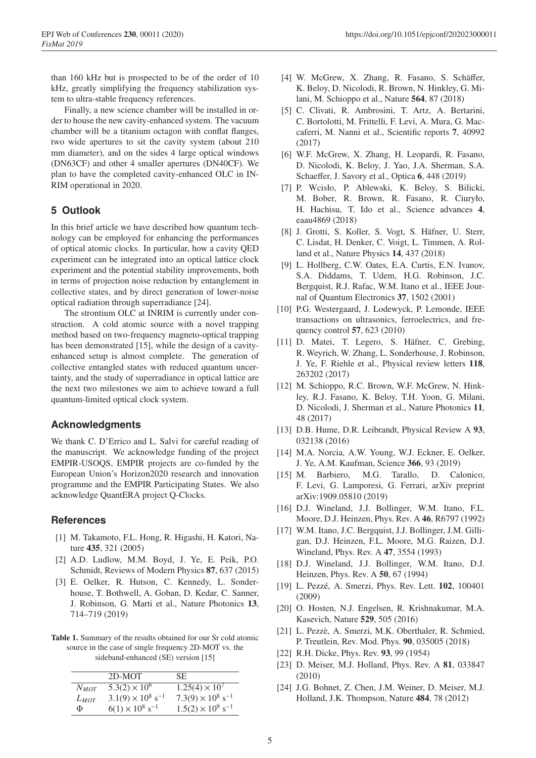than 160 kHz but is prospected to be of the order of 10 kHz, greatly simplifying the frequency stabilization system to ultra-stable frequency references.

Finally, a new science chamber will be installed in order to house the new cavity-enhanced system. The vacuum chamber will be a titanium octagon with conflat flanges, two wide apertures to sit the cavity system (about 210 mm diameter), and on the sides 4 large optical windows (DN63CF) and other 4 smaller apertures (DN40CF). We plan to have the completed cavity-enhanced OLC in INRIM operational in 2020.

## 5 Outlook

In this brief article we have described how quantum technology can be employed for enhancing the performances of optical atomic clocks. In particular, how a cavity QED experiment can be integrated into an optical lattice clock experiment and the potential stability improvements, both in terms of projection noise reduction by entanglement in collective states, and by direct generation of lower-noise optical radiation through superradiance [24].

The strontium OLC at INRIM is currently under construction. A cold atomic source with a novel trapping method based on two-frequency magneto-optical trapping has been demonstrated [15], while the design of a cavity-enhanced setup is almost complete. The generation of collective entangled states with reduced quantum uncertainty, and the study of superradiance in optical lattice are the next two milestones we aim to achieve toward a full quantum-limited optical clock system.

## Acknowledgments

We thank C. D'Errico and L. Salvi for careful reading of the manuscript. We acknowledge funding of the project EMPIR-USOQS, EMPIR projects are co-funded by the European Union's Horizon2020 research and innovation programme and the EMPIR Participating States. We also acknowledge QuantERA project Q-Clocks.

## References

[1] M. Takamoto, F.L. Hong, R. Higashi, H. Katori, Nature **435**, 321 (2005)

[2] A.D. Ludlow, M.M. Boyd, J. Ye, E. Peik, P.O. Schmidt, Reviews of Modern Physics **87**, 637 (2015)

[3] E. Oelker, R. Hutson, C. Kennedy, L. Sonderhouse, T. Bothwell, A. Goban, D. Kedar, C. Sanner, J. Robinson, G. Marti et al., Nature Photonics **13**, 714–719 (2019)

[4] W. McGrew, X. Zhang, R. Fasano, S. Schäffer, K. Beloy, D. Nicolodi, R. Brown, N. Hinkley, G. Milani, M. Schioppo et al., Nature **564**, 87 (2018)

[5] C. Clivati, R. Ambrosini, T. Artz, A. Bertarini, C. Bortolotti, M. Frittelli, F. Levi, A. Mura, G. Maccaferri, M. Nanni et al., Scientific reports **7**, 40992 (2017)

[6] W.F. McGrew, X. Zhang, H. Leopardi, R. Fasano, D. Nicolodi, K. Beloy, J. Yao, J.A. Sherman, S.A. Schaeffer, J. Savory et al., Optica **6**, 448 (2019)

[7] P. Wcisło, P. Ablewski, K. Beloy, S. Bilicki, M. Bober, R. Brown, R. Fasano, R. Ciuryło, H. Hachisu, T. Ido et al., Science advances **4**, eaau4869 (2018)

[8] J. Grotti, S. Koller, S. Vogt, S. Häfner, U. Sterr, C. Lisdat, H. Denker, C. Voigt, L. Timmen, A. Rolland et al., Nature Physics **14**, 437 (2018)

[9] L. Hollberg, C.W. Oates, E.A. Curtis, E.N. Ivanov, S.A. Diddams, T. Udem, H.G. Robinson, J.C. Bergquist, R.J. Rafac, W.M. Itano et al., IEEE Journal of Quantum Electronics **37**, 1502 (2001)

[10] P.G. Westergaard, J. Lodewyck, P. Lemonde, IEEE transactions on ultrasonics, ferroelectrics, and frequency control **57**, 623 (2010)

[11] D. Matei, T. Legero, S. Häfner, C. Grebing, R. Weyrich, W. Zhang, L. Sonderhouse, J. Robinson, J. Ye, F. Riehle et al., Physical review letters **118**, 263202 (2017)

[12] M. Schioppo, R.C. Brown, W.F. McGrew, N. Hinkley, R.J. Fasano, K. Beloy, T.H. Yoon, G. Milani, D. Nicolodi, J. Sherman et al., Nature Photonics **11**, 48 (2017)

[13] D.B. Hume, D.R. Leibrandt, Physical Review A **93**, 032138 (2016)

[14] M.A. Norcia, A.W. Young, W.J. Eckner, E. Oelker, J. Ye, A.M. Kaufman, Science **366**, 93 (2019)

[15] M. Barbiero, M.G. Tarallo, D. Calonico, F. Levi, G. Lamporesi, G. Ferrari, arXiv preprint arXiv:1909.05810 (2019)

[16] D.J. Wineland, J.J. Bollinger, W.M. Itano, F.L. Moore, D.J. Heinzen, Phys. Rev. A **46**, R6797 (1992)

[17] W.M. Itano, J.C. Bergquist, J.J. Bollinger, J.M. Gilligan, D.J. Heinzen, F.L. Moore, M.G. Raizen, D.J. Wineland, Phys. Rev. A **47**, 3554 (1993)

[18] D.J. Wineland, J.J. Bollinger, W.M. Itano, D.J. Heinzen, Phys. Rev. A **50**, 67 (1994)

[19] L. Pezzé, A. Smerzi, Phys. Rev. Lett. **102**, 100401 (2009)

[20] O. Hosten, N.J. Engelsen, R. Krishnakumar, M.A. Kasevich, Nature **529**, 505 (2016)

[21] L. Pezzè, A. Smerzi, M.K. Oberthaler, R. Schmied, P. Treutlein, Rev. Mod. Phys. **90**, 035005 (2018)

[22] R.H. Dicke, Phys. Rev. **93**, 99 (1954)

[23] D. Meiser, M.J. Holland, Phys. Rev. A **81**, 033847 (2010)

[24] J.G. Bohnet, Z. Chen, J.M. Weiner, D. Meiser, M.J. Holland, J.K. Thompson, Nature **484**, 78 (2012)

**Table 1.** Summary of the results obtained for our Sr cold atomic source in the case of single frequency 2D-MOT vs. the sideband-enhanced (SE) version [15]

| | 2D-MOT | SE |
|---|---|---|
| $N_{MOT}$ | $5.3(2) \times 10^6$ | $1.25(4) \times 10^7$ |
| $L_{MOT}$ | $3.1(9) \times 10^8$ s$^{-1}$ | $7.3(9) \times 10^8$ s$^{-1}$ |
| $\Phi$ | $6(1) \times 10^8$ s$^{-1}$ | $1.5(2) \times 10^9$ s$^{-1}$ |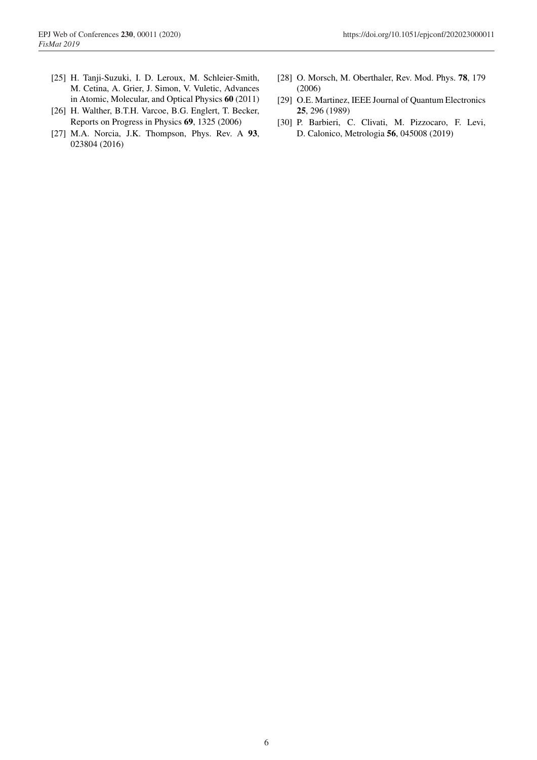- [25] H. Tanji-Suzuki, I. D. Leroux, M. Schleier-Smith, M. Cetina, A. Grier, J. Simon, V. Vuletic, Advances in Atomic, Molecular, and Optical Physics **60** (2011)
- [26] H. Walther, B.T.H. Varcoe, B.G. Englert, T. Becker, Reports on Progress in Physics **69**, 1325 (2006)
- [27] M.A. Norcia, J.K. Thompson, Phys. Rev. A **93**, 023804 (2016)
- [28] O. Morsch, M. Oberthaler, Rev. Mod. Phys. **78**, 179 (2006)
- [29] O.E. Martinez, IEEE Journal of Quantum Electronics **25**, 296 (1989)
- [30] P. Barbieri, C. Clivati, M. Pizzocaro, F. Levi, D. Calonico, Metrologia **56**, 045008 (2019)